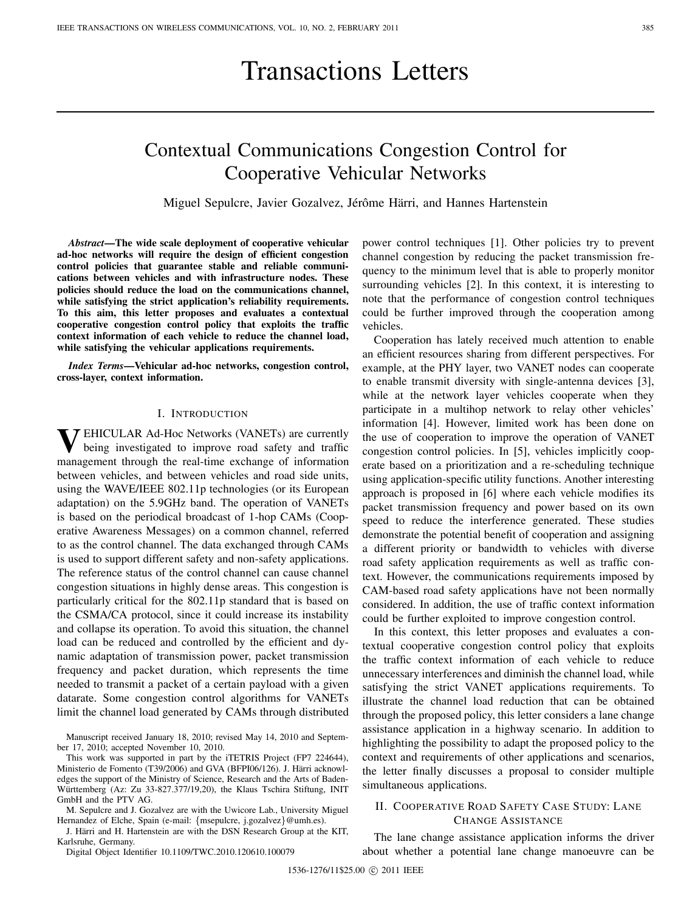# Transactions Letters

## Contextual Communications Congestion Control for Cooperative Vehicular Networks

Miguel Sepulcre, Javier Gozalvez, Jérôme Härri, and Hannes Hartenstein

***Abstract*—The wide scale deployment of cooperative vehicular ad-hoc networks will require the design of efficient congestion control policies that guarantee stable and reliable communications between vehicles and with infrastructure nodes. These policies should reduce the load on the communications channel, while satisfying the strict application's reliability requirements. To this aim, this letter proposes and evaluates a contextual cooperative congestion control policy that exploits the traffic context information of each vehicle to reduce the channel load, while satisfying the vehicular applications requirements.**

***Index Terms*—Vehicular ad-hoc networks, congestion control, cross-layer, context information.**

### I. Introduction

Vehicular Ad-Hoc Networks (VANETs) are currently being investigated to improve road safety and traffic management through the real-time exchange of information between vehicles, and between vehicles and road side units, using the WAVE/IEEE 802.11p technologies (or its European adaptation) on the 5.9GHz band. The operation of VANETs is based on the periodical broadcast of 1-hop CAMs (Cooperative Awareness Messages) on a common channel, referred to as the control channel. The data exchanged through CAMs is used to support different safety and non-safety applications. The reference status of the control channel can cause channel congestion situations in highly dense areas. This congestion is particularly critical for the 802.11p standard that is based on the CSMA/CA protocol, since it could increase its instability and collapse its operation. To avoid this situation, the channel load can be reduced and controlled by the efficient and dynamic adaptation of transmission power, packet transmission frequency and packet duration, which represents the time needed to transmit a packet of a certain payload with a given datarate. Some congestion control algorithms for VANETs limit the channel load generated by CAMs through distributed power control techniques [1]. Other policies try to prevent channel congestion by reducing the packet transmission frequency to the minimum level that is able to properly monitor surrounding vehicles [2]. In this context, it is interesting to note that the performance of congestion control techniques could be further improved through the cooperation among vehicles.

Cooperation has lately received much attention to enable an efficient resources sharing from different perspectives. For example, at the PHY layer, two VANET nodes can cooperate to enable transmit diversity with single-antenna devices [3], while at the network layer vehicles cooperate when they participate in a multihop network to relay other vehicles' information [4]. However, limited work has been done on the use of cooperation to improve the operation of VANET congestion control policies. In [5], vehicles implicitly cooperate based on a prioritization and a re-scheduling technique using application-specific utility functions. Another interesting approach is proposed in [6] where each vehicle modifies its packet transmission frequency and power based on its own speed to reduce the interference generated. These studies demonstrate the potential benefit of cooperation and assigning a different priority or bandwidth to vehicles with diverse road safety application requirements as well as traffic context. However, the communications requirements imposed by CAM-based road safety applications have not been normally considered. In addition, the use of traffic context information could be further exploited to improve congestion control.

In this context, this letter proposes and evaluates a contextual cooperative congestion control policy that exploits the traffic context information of each vehicle to reduce unnecessary interferences and diminish the channel load, while satisfying the strict VANET applications requirements. To illustrate the channel load reduction that can be obtained through the proposed policy, this letter considers a lane change assistance application in a highway scenario. In addition to highlighting the possibility to adapt the proposed policy to the context and requirements of other applications and scenarios, the letter finally discusses a proposal to consider multiple simultaneous applications.

### II. Cooperative Road Safety Case Study: Lane Change Assistance

The lane change assistance application informs the driver about whether a potential lane change manoeuvre can be

Manuscript received January 18, 2010; revised May 14, 2010 and September 17, 2010; accepted November 10, 2010.

This work was supported in part by the iTETRIS Project (FP7 224644), Ministerio de Fomento (T39/2006) and GVA (BFPI06/126). J. Härri acknowledges the support of the Ministry of Science, Research and the Arts of Baden-Württemberg (Az: Zu 33-827.377/19,20), the Klaus Tschira Stiftung, INIT GmbH and the PTV AG.

M. Sepulcre and J. Gozalvez are with the Uwicore Lab., University Miguel Hernandez of Elche, Spain (e-mail: {msepulcre, j.gozalvez}@umh.es).

J. Härri and H. Hartenstein are with the DSN Research Group at the KIT, Karlsruhe, Germany.

Digital Object Identifier 10.1109/TWC.2010.120610.100079

1536-1276/11$25.00 © 2011 IEEE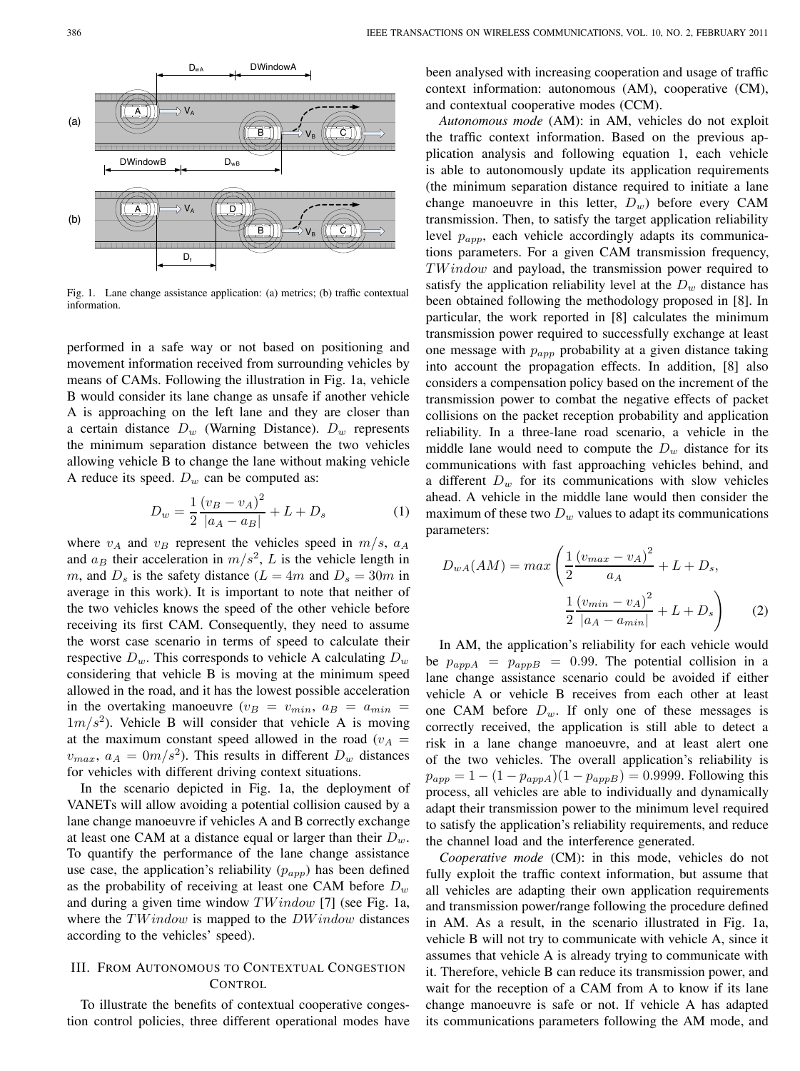Fig. 1. Lane change assistance application: (a) metrics; (b) traffic contextual information.

performed in a safe way or not based on positioning and movement information received from surrounding vehicles by means of CAMs. Following the illustration in Fig. 1a, vehicle B would consider its lane change as unsafe if another vehicle A is approaching on the left lane and they are closer than a certain distance $D_w$ (Warning Distance). $D_w$ represents the minimum separation distance between the two vehicles allowing vehicle B to change the lane without making vehicle A reduce its speed. $D_w$ can be computed as:

$$D_w = \frac{1}{2}\frac{(v_B - v_A)^2}{|a_A - a_B|} + L + D_s \tag{1}$$

where $v_A$ and $v_B$ represent the vehicles speed in $m/s$, $a_A$ and $a_B$ their acceleration in $m/s^2$, $L$ is the vehicle length in $m$, and $D_s$ is the safety distance ($L = 4m$ and $D_s = 30m$ in average in this work). It is important to note that neither of the two vehicles knows the speed of the other vehicle before receiving its first CAM. Consequently, they need to assume the worst case scenario in terms of speed to calculate their respective $D_w$. This corresponds to vehicle A calculating $D_w$ considering that vehicle B is moving at the minimum speed allowed in the road, and it has the lowest possible acceleration in the overtaking manoeuvre ($v_B = v_{min}$, $a_B = a_{min} = 1m/s^2$). Vehicle B will consider that vehicle A is moving at the maximum constant speed allowed in the road ($v_A = v_{max}$, $a_A = 0m/s^2$). This results in different $D_w$ distances for vehicles with different driving context situations.

In the scenario depicted in Fig. 1a, the deployment of VANETs will allow avoiding a potential collision caused by a lane change manoeuvre if vehicles A and B correctly exchange at least one CAM at a distance equal or larger than their $D_w$. To quantify the performance of the lane change assistance use case, the application's reliability ($p_{app}$) has been defined as the probability of receiving at least one CAM before $D_w$ and during a given time window $TWindow$ [7] (see Fig. 1a, where the $TWindow$ is mapped to the $DWindow$ distances according to the vehicles' speed).

## III. From Autonomous to Contextual Congestion Control

To illustrate the benefits of contextual cooperative congestion control policies, three different operational modes have been analysed with increasing cooperation and usage of traffic context information: autonomous (AM), cooperative (CM), and contextual cooperative modes (CCM).

*Autonomous mode* (AM): in AM, vehicles do not exploit the traffic context information. Based on the previous application analysis and following equation 1, each vehicle is able to autonomously update its application requirements (the minimum separation distance required to initiate a lane change manoeuvre in this letter, $D_w$) before every CAM transmission. Then, to satisfy the target application reliability level $p_{app}$, each vehicle accordingly adapts its communications parameters. For a given CAM transmission frequency, $TWindow$ and payload, the transmission power required to satisfy the application reliability level at the $D_w$ distance has been obtained following the methodology proposed in [8]. In particular, the work reported in [8] calculates the minimum transmission power required to successfully exchange at least one message with $p_{app}$ probability at a given distance taking into account the propagation effects. In addition, [8] also considers a compensation policy based on the increment of the transmission power to combat the negative effects of packet collisions on the packet reception probability and application reliability. In a three-lane road scenario, a vehicle in the middle lane would need to compute the $D_w$ distance for its communications with fast approaching vehicles behind, and a different $D_w$ for its communications with slow vehicles ahead. A vehicle in the middle lane would then consider the maximum of these two $D_w$ values to adapt its communications parameters:

$$D_{wA}(AM) = max\left(\frac{1}{2}\frac{(v_{max} - v_A)^2}{a_A} + L + D_s, \frac{1}{2}\frac{(v_{min} - v_A)^2}{|a_A - a_{min}|} + L + D_s\right) \tag{2}$$

In AM, the application's reliability for each vehicle would be $p_{appA} = p_{appB} = 0.99$. The potential collision in a lane change assistance scenario could be avoided if either vehicle A or vehicle B receives from each other at least one CAM before $D_w$. If only one of these messages is correctly received, the application is still able to detect a risk in a lane change manoeuvre, and at least alert one of the two vehicles. The overall application's reliability is $p_{app} = 1 - (1 - p_{appA})(1 - p_{appB}) = 0.9999$. Following this process, all vehicles are able to individually and dynamically adapt their transmission power to the minimum level required to satisfy the application's reliability requirements, and reduce the channel load and the interference generated.

*Cooperative mode* (CM): in this mode, vehicles do not fully exploit the traffic context information, but assume that all vehicles are adapting their own application requirements and transmission power/range following the procedure defined in AM. As a result, in the scenario illustrated in Fig. 1a, vehicle B will not try to communicate with vehicle A, since it assumes that vehicle A is already trying to communicate with it. Therefore, vehicle B can reduce its transmission power, and wait for the reception of a CAM from A to know if its lane change manoeuvre is safe or not. If vehicle A has adapted its communications parameters following the AM mode, and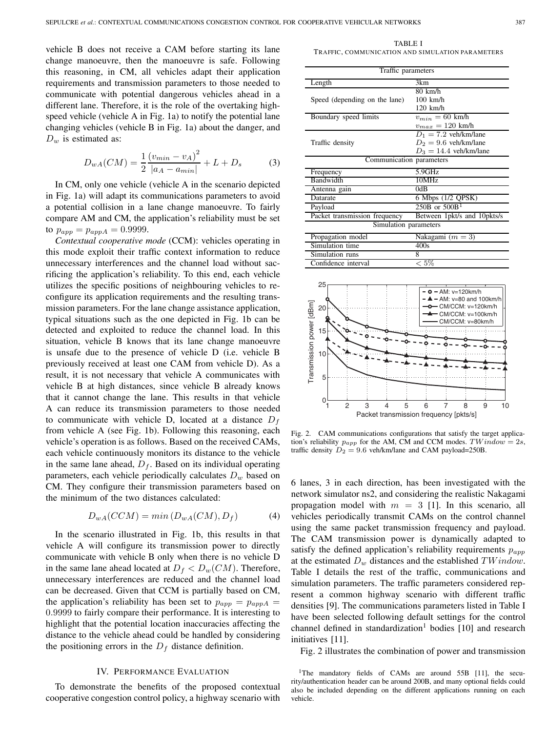vehicle B does not receive a CAM before starting its lane change manoeuvre, then the manoeuvre is safe. Following this reasoning, in CM, all vehicles adapt their application requirements and transmission parameters to those needed to communicate with potential dangerous vehicles ahead in a different lane. Therefore, it is the role of the overtaking high-speed vehicle (vehicle A in Fig. 1a) to notify the potential lane changing vehicles (vehicle B in Fig. 1a) about the danger, and $D_w$ is estimated as:

$$D_{wA}(CM) = \frac{1}{2}\frac{(v_{min} - v_A)^2}{|a_A - a_{min}|} + L + D_s \tag{3}$$

In CM, only one vehicle (vehicle A in the scenario depicted in Fig. 1a) will adapt its communications parameters to avoid a potential collision in a lane change manoeuvre. To fairly compare AM and CM, the application's reliability must be set to $p_{app} = p_{appA} = 0.9999$.

*Contextual cooperative mode* (CCM): vehicles operating in this mode exploit their traffic context information to reduce unnecessary interferences and the channel load without sacrificing the application's reliability. To this end, each vehicle utilizes the specific positions of neighbouring vehicles to reconfigure its application requirements and the resulting transmission parameters. For the lane change assistance application, typical situations such as the one depicted in Fig. 1b can be detected and exploited to reduce the channel load. In this situation, vehicle B knows that its lane change manoeuvre is unsafe due to the presence of vehicle D (i.e. vehicle B previously received at least one CAM from vehicle D). As a result, it is not necessary that vehicle A communicates with vehicle B at high distances, since vehicle B already knows that it cannot change the lane. This results in that vehicle A can reduce its transmission parameters to those needed to communicate with vehicle D, located at a distance $D_f$ from vehicle A (see Fig. 1b). Following this reasoning, each vehicle's operation is as follows. Based on the received CAMs, each vehicle continuously monitors its distance to the vehicle in the same lane ahead, $D_f$. Based on its individual operating parameters, each vehicle periodically calculates $D_w$ based on CM. They configure their transmission parameters based on the minimum of the two distances calculated:

$$D_{wA}(CCM) = min\left(D_{wA}(CM), D_f\right) \tag{4}$$

In the scenario illustrated in Fig. 1b, this results in that vehicle A will configure its transmission power to directly communicate with vehicle B only when there is no vehicle D in the same lane ahead located at $D_f < D_w(CM)$. Therefore, unnecessary interferences are reduced and the channel load can be decreased. Given that CCM is partially based on CM, the application's reliability has been set to $p_{app} = p_{appA} = 0.9999$ to fairly compare their performance. It is interesting to highlight that the potential location inaccuracies affecting the distance to the vehicle ahead could be handled by considering the positioning errors in the $D_f$ distance definition.

## IV. Performance Evaluation

To demonstrate the benefits of the proposed contextual cooperative congestion control policy, a highway scenario with 6 lanes, 3 in each direction, has been investigated with the network simulator ns2, and considering the realistic Nakagami propagation model with $m = 3$ [1]. In this scenario, all vehicles periodically transmit CAMs on the control channel using the same packet transmission frequency and payload. The CAM transmission power is dynamically adapted to satisfy the defined application's reliability requirements $p_{app}$ at the estimated $D_w$ distances and the established $TWindow$. Table I details the rest of the traffic, communications and simulation parameters. The traffic parameters considered represent a common highway scenario with different traffic densities [9]. The communications parameters listed in Table I have been selected following default settings for the control channel defined in standardization[1] bodies [10] and research initiatives [11].

Fig. 2 illustrates the combination of power and transmission

TABLE I
Traffic, Communication and Simulation Parameters

| Traffic parameters | |
|---|---|
| Length | 3km |
| Speed (depending on the lane) | 80 km/h<br>100 km/h<br>120 km/h |
| Boundary speed limits | $v_{min} = 60$ km/h<br>$v_{max} = 120$ km/h |
| Traffic density | $D_1 = 7.2$ veh/km/lane<br>$D_2 = 9.6$ veh/km/lane<br>$D_3 = 14.4$ veh/km/lane |
| **Communication parameters** | |
| Frequency | 5.9GHz |
| Bandwidth | 10MHz |
| Antenna gain | 0dB |
| Datarate | 6 Mbps (1/2 QPSK) |
| Payload | 250B or 500B[1] |
| Packet transmission frequency | Between 1pkt/s and 10pkts/s |
| **Simulation parameters** | |
| Propagation model | Nakagami ($m = 3$) |
| Simulation time | 400s |
| Simulation runs | 8 |
| Confidence interval | $< 5\%$ |

Fig. 2. CAM communications configurations that satisfy the target application's reliability $p_{app}$ for the AM, CM and CCM modes. $TWindow = 2s$, traffic density $D_2 = 9.6$ veh/km/lane and CAM payload=250B.

[1]The mandatory fields of CAMs are around 55B [11], the security/authentication header can be around 200B, and many optional fields could also be included depending on the different applications running on each vehicle.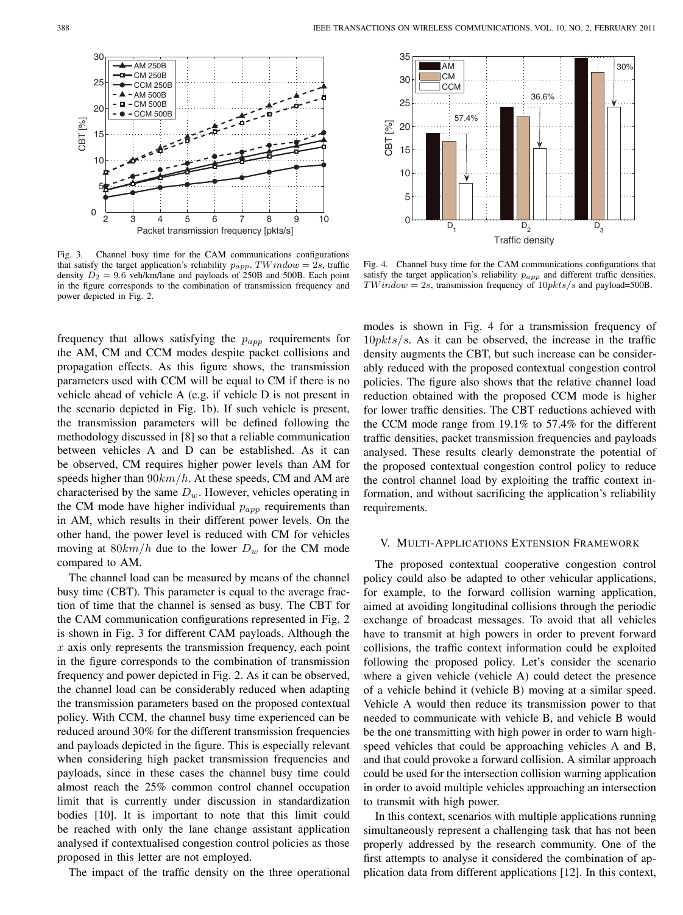Fig. 3. Channel busy time for the CAM communications configurations that satisfy the target application's reliability $p_{app}$. $TWindow = 2s$, traffic density $D_2 = 9.6$ veh/km/lane and payloads of 250B and 500B. Each point in the figure corresponds to the combination of transmission frequency and power depicted in Fig. 2.

Fig. 4. Channel busy time for the CAM communications configurations that satisfy the target application's reliability $p_{app}$ and different traffic densities. $TWindow = 2s$, transmission frequency of $10pkts/s$ and payload=500B.

frequency that allows satisfying the $p_{app}$ requirements for the AM, CM and CCM modes despite packet collisions and propagation effects. As this figure shows, the transmission parameters used with CCM will be equal to CM if there is no vehicle ahead of vehicle A (e.g. if vehicle D is not present in the scenario depicted in Fig. 1b). If such vehicle is present, the transmission parameters will be defined following the methodology discussed in [8] so that a reliable communication between vehicles A and D can be established. As it can be observed, CM requires higher power levels than AM for speeds higher than $90km/h$. At these speeds, CM and AM are characterised by the same $D_w$. However, vehicles operating in the CM mode have higher individual $p_{app}$ requirements than in AM, which results in their different power levels. On the other hand, the power level is reduced with CM for vehicles moving at $80km/h$ due to the lower $D_w$ for the CM mode compared to AM.

The channel load can be measured by means of the channel busy time (CBT). This parameter is equal to the average fraction of time that the channel is sensed as busy. The CBT for the CAM communication configurations represented in Fig. 2 is shown in Fig. 3 for different CAM payloads. Although the $x$ axis only represents the transmission frequency, each point in the figure corresponds to the combination of transmission frequency and power depicted in Fig. 2. As it can be observed, the channel load can be considerably reduced when adapting the transmission parameters based on the proposed contextual policy. With CCM, the channel busy time experienced can be reduced around 30% for the different transmission frequencies and payloads depicted in the figure. This is especially relevant when considering high packet transmission frequencies and payloads, since in these cases the channel busy time could almost reach the 25% common control channel occupation limit that is currently under discussion in standardization bodies [10]. It is important to note that this limit could be reached with only the lane change assistant application analysed if contextualised congestion control policies as those proposed in this letter are not employed.

The impact of the traffic density on the three operational modes is shown in Fig. 4 for a transmission frequency of $10pkts/s$. As it can be observed, the increase in the traffic density augments the CBT, but such increase can be considerably reduced with the proposed contextual congestion control policies. The figure also shows that the relative channel load reduction obtained with the proposed CCM mode is higher for lower traffic densities. The CBT reductions achieved with the CCM mode range from 19.1% to 57.4% for the different traffic densities, packet transmission frequencies and payloads analysed. These results clearly demonstrate the potential of the proposed contextual congestion control policy to reduce the control channel load by exploiting the traffic context information, and without sacrificing the application's reliability requirements.

## V. Multi-Applications Extension Framework

The proposed contextual cooperative congestion control policy could also be adapted to other vehicular applications, for example, to the forward collision warning application, aimed at avoiding longitudinal collisions through the periodic exchange of broadcast messages. To avoid that all vehicles have to transmit at high powers in order to prevent forward collisions, the traffic context information could be exploited following the proposed policy. Let's consider the scenario where a given vehicle (vehicle A) could detect the presence of a vehicle behind it (vehicle B) moving at a similar speed. Vehicle A would then reduce its transmission power to that needed to communicate with vehicle B, and vehicle B would be the one transmitting with high power in order to warn high-speed vehicles that could be approaching vehicles A and B, and that could provoke a forward collision. A similar approach could be used for the intersection collision warning application in order to avoid multiple vehicles approaching an intersection to transmit with high power.

In this context, scenarios with multiple applications running simultaneously represent a challenging task that has not been properly addressed by the research community. One of the first attempts to analyse it considered the combination of application data from different applications [12]. In this context,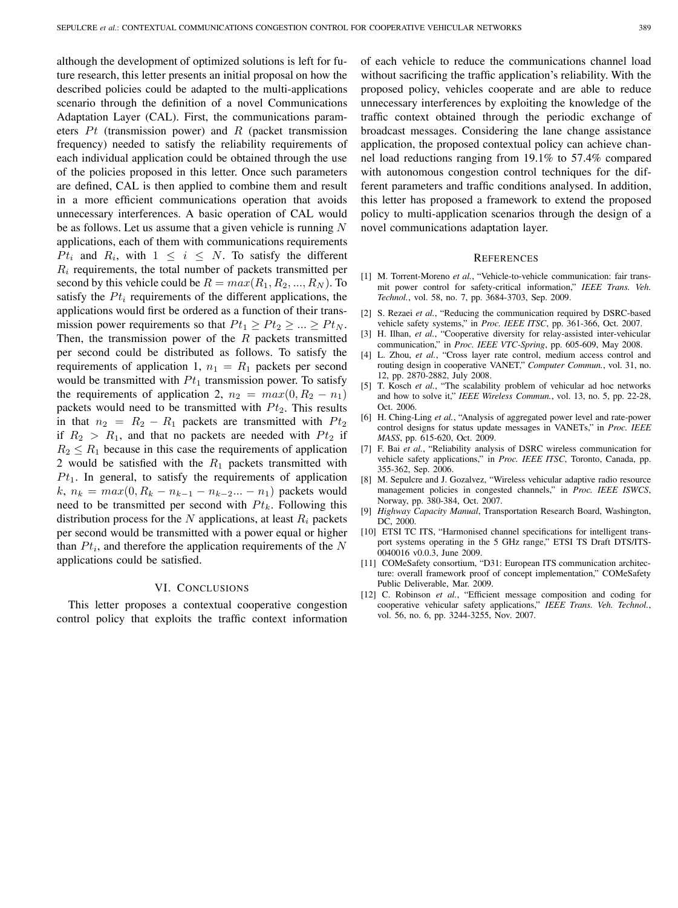although the development of optimized solutions is left for future research, this letter presents an initial proposal on how the described policies could be adapted to the multi-applications scenario through the definition of a novel Communications Adaptation Layer (CAL). First, the communications parameters $Pt$ (transmission power) and $R$ (packet transmission frequency) needed to satisfy the reliability requirements of each individual application could be obtained through the use of the policies proposed in this letter. Once such parameters are defined, CAL is then applied to combine them and result in a more efficient communications operation that avoids unnecessary interferences. A basic operation of CAL would be as follows. Let us assume that a given vehicle is running $N$ applications, each of them with communications requirements $Pt_i$ and $R_i$, with $1 \leq i \leq N$. To satisfy the different $R_i$ requirements, the total number of packets transmitted per second by this vehicle could be $R = max(R_1, R_2, ..., R_N)$. To satisfy the $Pt_i$ requirements of the different applications, the applications would first be ordered as a function of their transmission power requirements so that $Pt_1 \geq Pt_2 \geq ... \geq Pt_N$. Then, the transmission power of the $R$ packets transmitted per second could be distributed as follows. To satisfy the requirements of application 1, $n_1 = R_1$ packets per second would be transmitted with $Pt_1$ transmission power. To satisfy the requirements of application 2, $n_2 = max(0, R_2 - n_1)$ packets would need to be transmitted with $Pt_2$. This results in that $n_2 = R_2 - R_1$ packets are transmitted with $Pt_2$ if $R_2 > R_1$, and that no packets are needed with $Pt_2$ if $R_2 \leq R_1$ because in this case the requirements of application 2 would be satisfied with the $R_1$ packets transmitted with $Pt_1$. In general, to satisfy the requirements of application $k$, $n_k = max(0, R_k - n_{k-1} - n_{k-2} ... - n_1)$ packets would need to be transmitted per second with $Pt_k$. Following this distribution process for the $N$ applications, at least $R_i$ packets per second would be transmitted with a power equal or higher than $Pt_i$, and therefore the application requirements of the $N$ applications could be satisfied.

## VI. Conclusions

This letter proposes a contextual cooperative congestion control policy that exploits the traffic context information of each vehicle to reduce the communications channel load without sacrificing the traffic application's reliability. With the proposed policy, vehicles cooperate and are able to reduce unnecessary interferences by exploiting the knowledge of the traffic context obtained through the periodic exchange of broadcast messages. Considering the lane change assistance application, the proposed contextual policy can achieve channel load reductions ranging from 19.1% to 57.4% compared with autonomous congestion control techniques for the different parameters and traffic conditions analysed. In addition, this letter has proposed a framework to extend the proposed policy to multi-application scenarios through the design of a novel communications adaptation layer.

## References

[1] M. Torrent-Moreno *et al.*, "Vehicle-to-vehicle communication: fair transmit power control for safety-critical information," *IEEE Trans. Veh. Technol.*, vol. 58, no. 7, pp. 3684-3703, Sep. 2009.

[2] S. Rezaei *et al.*, "Reducing the communication required by DSRC-based vehicle safety systems," in *Proc. IEEE ITSC*, pp. 361-366, Oct. 2007.

[3] H. Ilhan, *et al.*, "Cooperative diversity for relay-assisted inter-vehicular communication," in *Proc. IEEE VTC-Spring*, pp. 605-609, May 2008.

[4] L. Zhou, *et al.*, "Cross layer rate control, medium access control and routing design in cooperative VANET," *Computer Commun.*, vol. 31, no. 12, pp. 2870-2882, July 2008.

[5] T. Kosch *et al.*, "The scalability problem of vehicular ad hoc networks and how to solve it," *IEEE Wireless Commun.*, vol. 13, no. 5, pp. 22-28, Oct. 2006.

[6] H. Ching-Ling *et al.*, "Analysis of aggregated power level and rate-power control designs for status update messages in VANETs," in *Proc. IEEE MASS*, pp. 615-620, Oct. 2009.

[7] F. Bai *et al.*, "Reliability analysis of DSRC wireless communication for vehicle safety applications," in *Proc. IEEE ITSC*, Toronto, Canada, pp. 355-362, Sep. 2006.

[8] M. Sepulcre and J. Gozalvez, "Wireless vehicular adaptive radio resource management policies in congested channels," in *Proc. IEEE ISWCS*, Norway, pp. 380-384, Oct. 2007.

[9] *Highway Capacity Manual*, Transportation Research Board, Washington, DC, 2000.

[10] ETSI TC ITS, "Harmonised channel specifications for intelligent transport systems operating in the 5 GHz range," ETSI TS Draft DTS/ITS-0040016 v0.0.3, June 2009.

[11] COMeSafety consortium, "D31: European ITS communication architecture: overall framework proof of concept implementation," COMeSafety Public Deliverable, Mar. 2009.

[12] C. Robinson *et al.*, "Efficient message composition and coding for cooperative vehicular safety applications," *IEEE Trans. Veh. Technol.*, vol. 56, no. 6, pp. 3244-3255, Nov. 2007.